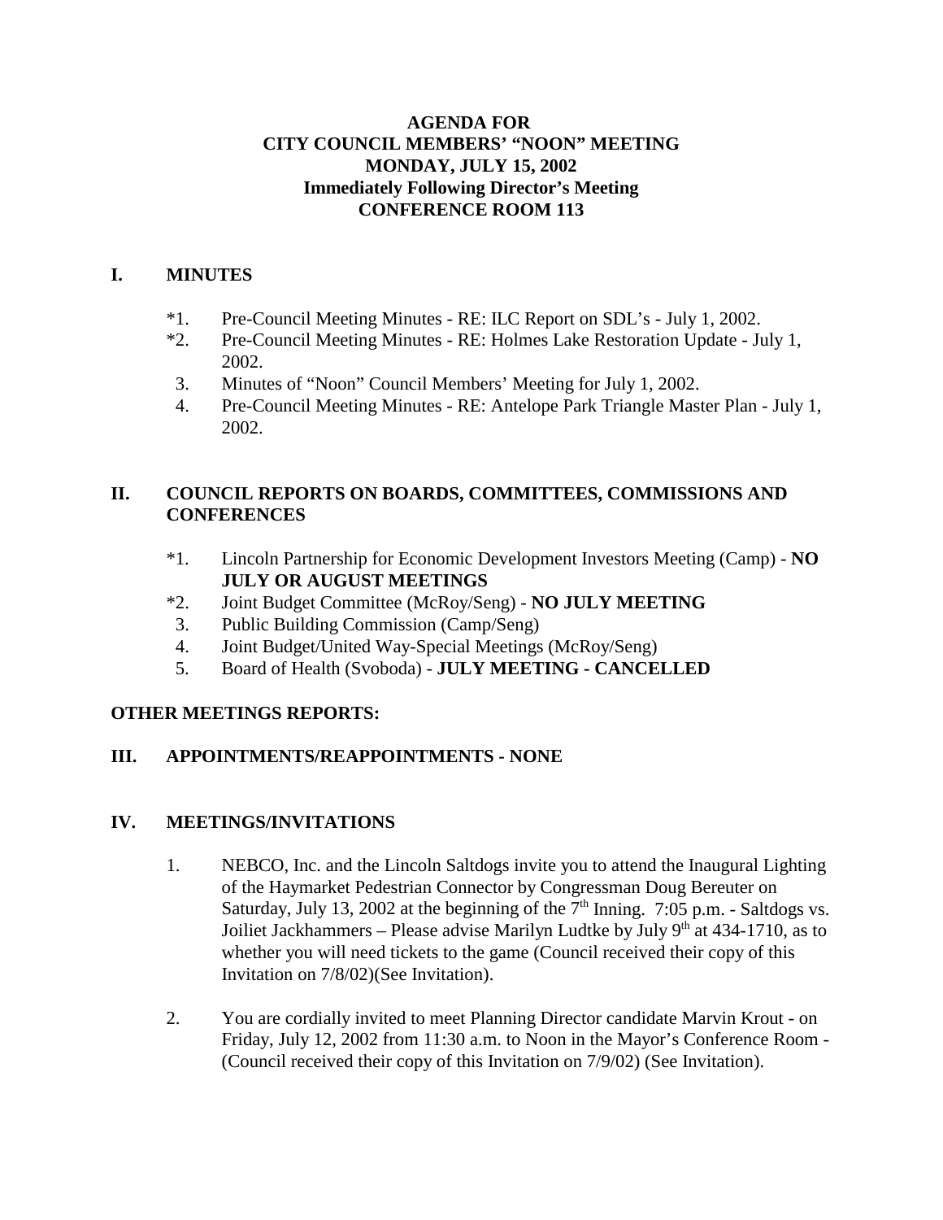**AGENDA FOR**
**CITY COUNCIL MEMBERS' "NOON" MEETING**
**MONDAY, JULY 15, 2002**
**Immediately Following Director's Meeting**
**CONFERENCE ROOM 113**

## I. MINUTES

*1. Pre-Council Meeting Minutes - RE: ILC Report on SDL's - July 1, 2002.
*2. Pre-Council Meeting Minutes - RE: Holmes Lake Restoration Update - July 1, 2002.
3. Minutes of "Noon" Council Members' Meeting for July 1, 2002.
4. Pre-Council Meeting Minutes - RE: Antelope Park Triangle Master Plan - July 1, 2002.

## II. COUNCIL REPORTS ON BOARDS, COMMITTEES, COMMISSIONS AND CONFERENCES

*1. Lincoln Partnership for Economic Development Investors Meeting (Camp) - **NO JULY OR AUGUST MEETINGS**
*2. Joint Budget Committee (McRoy/Seng) - **NO JULY MEETING**
3. Public Building Commission (Camp/Seng)
4. Joint Budget/United Way-Special Meetings (McRoy/Seng)
5. Board of Health (Svoboda) - **JULY MEETING - CANCELLED**

**OTHER MEETINGS REPORTS:**

## III. APPOINTMENTS/REAPPOINTMENTS - NONE

## IV. MEETINGS/INVITATIONS

1. NEBCO, Inc. and the Lincoln Saltdogs invite you to attend the Inaugural Lighting of the Haymarket Pedestrian Connector by Congressman Doug Bereuter on Saturday, July 13, 2002 at the beginning of the 7th Inning. 7:05 p.m. - Saltdogs vs. Joiliet Jackhammers – Please advise Marilyn Ludtke by July 9th at 434-1710, as to whether you will need tickets to the game (Council received their copy of this Invitation on 7/8/02)(See Invitation).

2. You are cordially invited to meet Planning Director candidate Marvin Krout - on Friday, July 12, 2002 from 11:30 a.m. to Noon in the Mayor's Conference Room - (Council received their copy of this Invitation on 7/9/02) (See Invitation).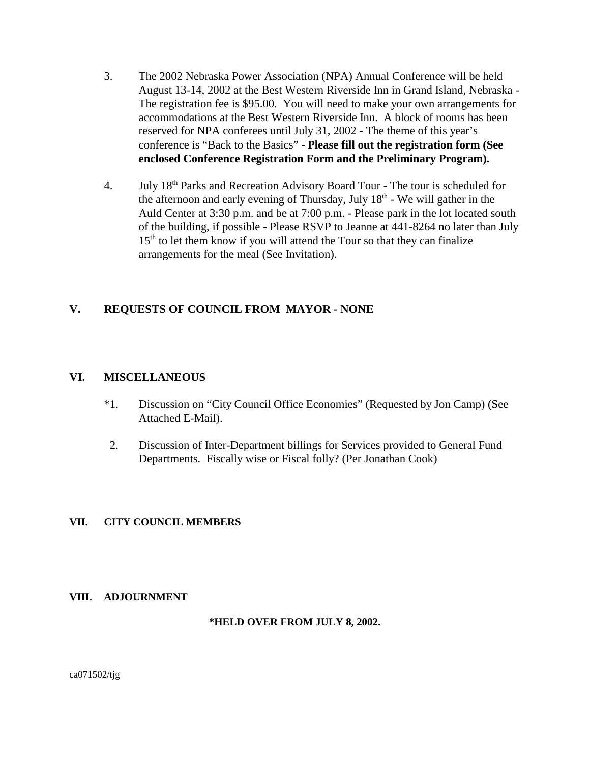3. The 2002 Nebraska Power Association (NPA) Annual Conference will be held August 13-14, 2002 at the Best Western Riverside Inn in Grand Island, Nebraska - The registration fee is $95.00. You will need to make your own arrangements for accommodations at the Best Western Riverside Inn. A block of rooms has been reserved for NPA conferees until July 31, 2002 - The theme of this year's conference is "Back to the Basics" - **Please fill out the registration form (See enclosed Conference Registration Form and the Preliminary Program).**

4. July 18th Parks and Recreation Advisory Board Tour - The tour is scheduled for the afternoon and early evening of Thursday, July 18th - We will gather in the Auld Center at 3:30 p.m. and be at 7:00 p.m. - Please park in the lot located south of the building, if possible - Please RSVP to Jeanne at 441-8264 no later than July 15th to let them know if you will attend the Tour so that they can finalize arrangements for the meal (See Invitation).

## V. REQUESTS OF COUNCIL FROM MAYOR - NONE

## VI. MISCELLANEOUS

*1. Discussion on "City Council Office Economies" (Requested by Jon Camp) (See Attached E-Mail).

2. Discussion of Inter-Department billings for Services provided to General Fund Departments. Fiscally wise or Fiscal folly? (Per Jonathan Cook)

## VII. CITY COUNCIL MEMBERS

## VIII. ADJOURNMENT

**\*HELD OVER FROM JULY 8, 2002.**

ca071502/tjg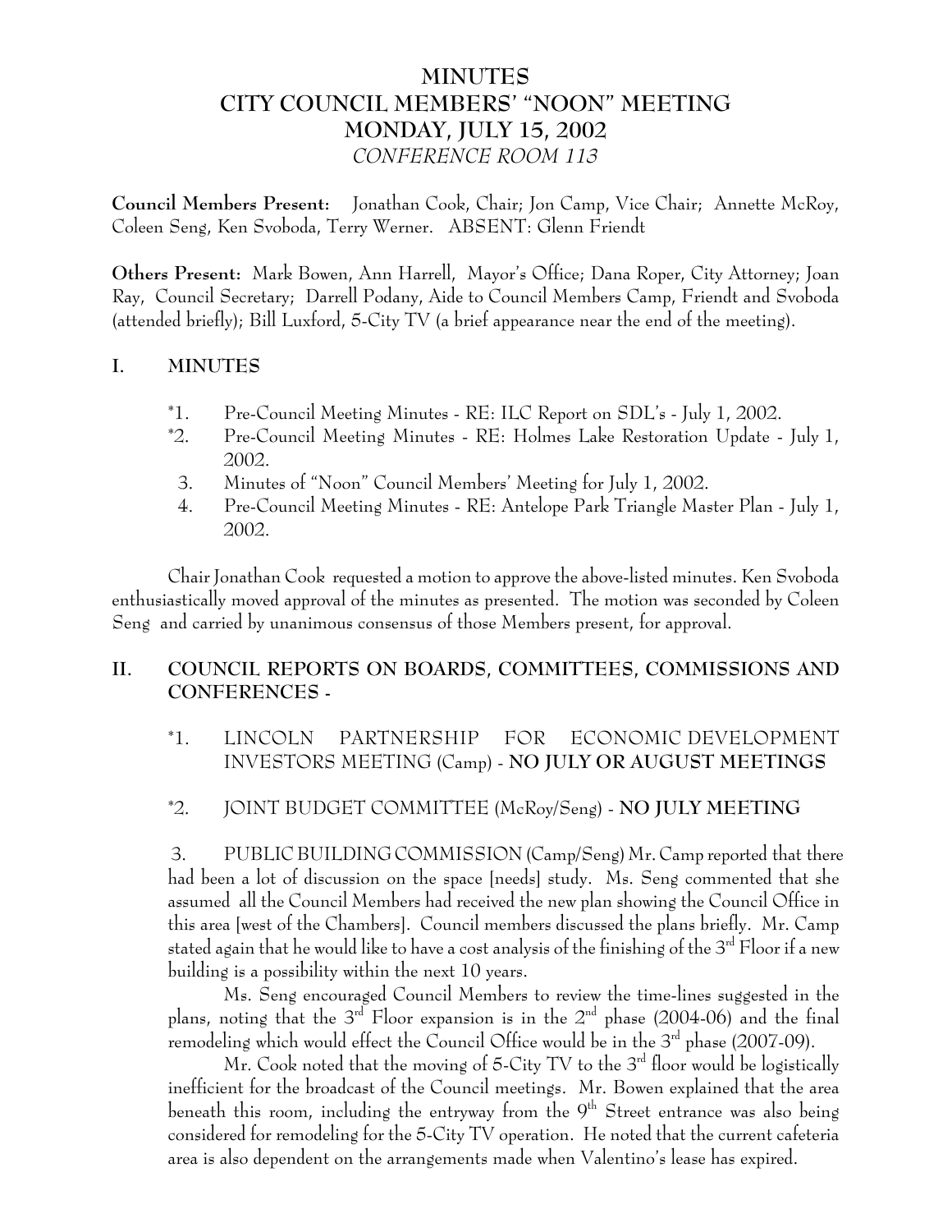# MINUTES
# CITY COUNCIL MEMBERS' "NOON" MEETING
# MONDAY, JULY 15, 2002
*CONFERENCE ROOM 113*

**Council Members Present:** Jonathan Cook, Chair; Jon Camp, Vice Chair; Annette McRoy, Coleen Seng, Ken Svoboda, Terry Werner. ABSENT: Glenn Friendt

**Others Present:** Mark Bowen, Ann Harrell, Mayor's Office; Dana Roper, City Attorney; Joan Ray, Council Secretary; Darrell Podany, Aide to Council Members Camp, Friendt and Svoboda (attended briefly); Bill Luxford, 5-City TV (a brief appearance near the end of the meeting).

## I. MINUTES

*1. Pre-Council Meeting Minutes - RE: ILC Report on SDL's - July 1, 2002.

*2. Pre-Council Meeting Minutes - RE: Holmes Lake Restoration Update - July 1, 2002.

3. Minutes of "Noon" Council Members' Meeting for July 1, 2002.

4. Pre-Council Meeting Minutes - RE: Antelope Park Triangle Master Plan - July 1, 2002.

Chair Jonathan Cook requested a motion to approve the above-listed minutes. Ken Svoboda enthusiastically moved approval of the minutes as presented. The motion was seconded by Coleen Seng and carried by unanimous consensus of those Members present, for approval.

## II. COUNCIL REPORTS ON BOARDS, COMMITTEES, COMMISSIONS AND CONFERENCES -

*1. LINCOLN PARTNERSHIP FOR ECONOMIC DEVELOPMENT INVESTORS MEETING (Camp) - **NO JULY OR AUGUST MEETINGS**

*2. JOINT BUDGET COMMITTEE (McRoy/Seng) - **NO JULY MEETING**

3. PUBLIC BUILDING COMMISSION (Camp/Seng) Mr. Camp reported that there had been a lot of discussion on the space [needs] study. Ms. Seng commented that she assumed all the Council Members had received the new plan showing the Council Office in this area [west of the Chambers]. Council members discussed the plans briefly. Mr. Camp stated again that he would like to have a cost analysis of the finishing of the 3rd Floor if a new building is a possibility within the next 10 years.

Ms. Seng encouraged Council Members to review the time-lines suggested in the plans, noting that the 3rd Floor expansion is in the 2nd phase (2004-06) and the final remodeling which would effect the Council Office would be in the 3rd phase (2007-09).

Mr. Cook noted that the moving of 5-City TV to the 3rd floor would be logistically inefficient for the broadcast of the Council meetings. Mr. Bowen explained that the area beneath this room, including the entryway from the 9th Street entrance was also being considered for remodeling for the 5-City TV operation. He noted that the current cafeteria area is also dependent on the arrangements made when Valentino's lease has expired.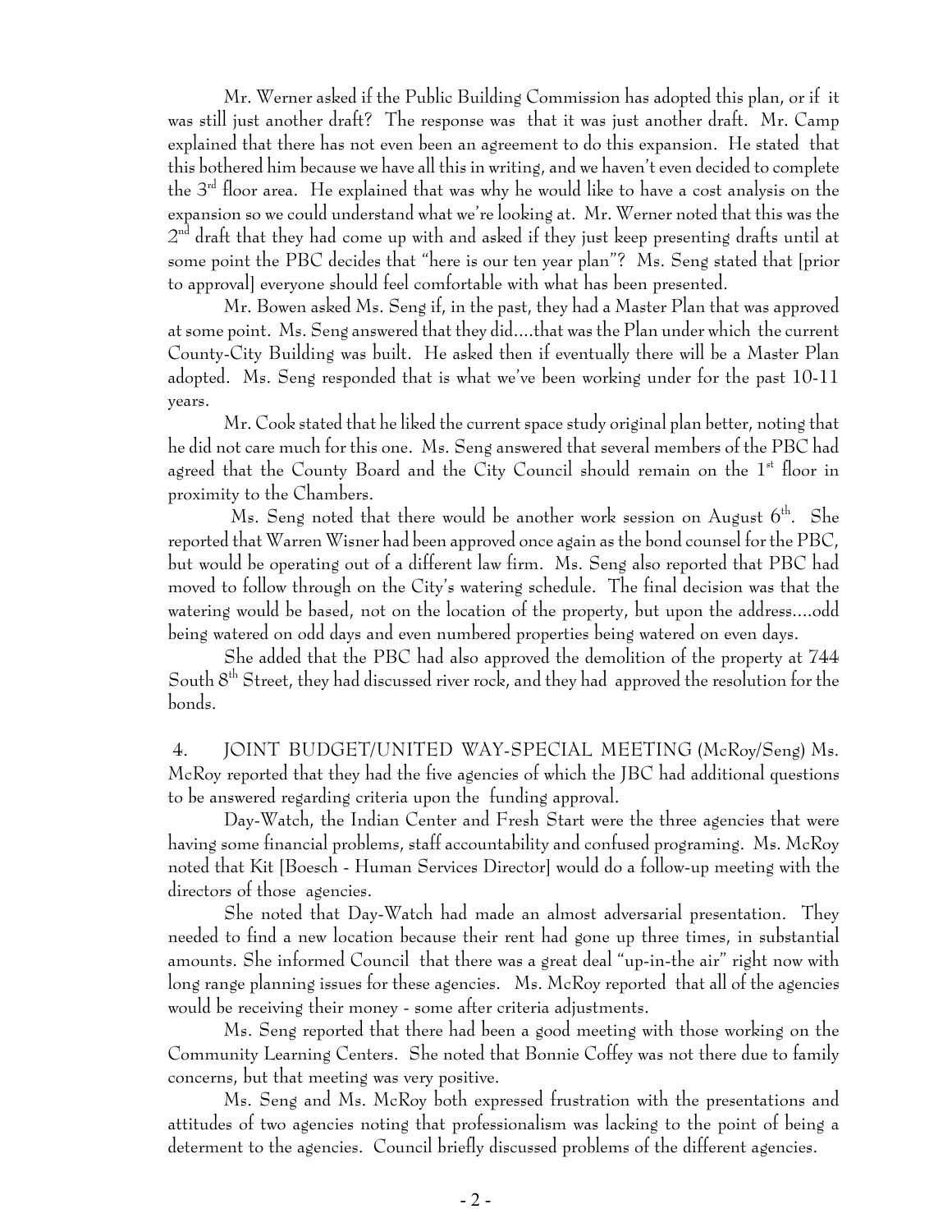Mr. Werner asked if the Public Building Commission has adopted this plan, or if it was still just another draft? The response was that it was just another draft. Mr. Camp explained that there has not even been an agreement to do this expansion. He stated that this bothered him because we have all this in writing, and we haven't even decided to complete the 3rd floor area. He explained that was why he would like to have a cost analysis on the expansion so we could understand what we're looking at. Mr. Werner noted that this was the 2nd draft that they had come up with and asked if they just keep presenting drafts until at some point the PBC decides that "here is our ten year plan"? Ms. Seng stated that [prior to approval] everyone should feel comfortable with what has been presented.

Mr. Bowen asked Ms. Seng if, in the past, they had a Master Plan that was approved at some point. Ms. Seng answered that they did....that was the Plan under which the current County-City Building was built. He asked then if eventually there will be a Master Plan adopted. Ms. Seng responded that is what we've been working under for the past 10-11 years.

Mr. Cook stated that he liked the current space study original plan better, noting that he did not care much for this one. Ms. Seng answered that several members of the PBC had agreed that the County Board and the City Council should remain on the 1st floor in proximity to the Chambers.

Ms. Seng noted that there would be another work session on August 6th. She reported that Warren Wisner had been approved once again as the bond counsel for the PBC, but would be operating out of a different law firm. Ms. Seng also reported that PBC had moved to follow through on the City's watering schedule. The final decision was that the watering would be based, not on the location of the property, but upon the address....odd being watered on odd days and even numbered properties being watered on even days.

She added that the PBC had also approved the demolition of the property at 744 South 8th Street, they had discussed river rock, and they had approved the resolution for the bonds.

4. JOINT BUDGET/UNITED WAY-SPECIAL MEETING (McRoy/Seng) Ms. McRoy reported that they had the five agencies of which the JBC had additional questions to be answered regarding criteria upon the funding approval.

Day-Watch, the Indian Center and Fresh Start were the three agencies that were having some financial problems, staff accountability and confused programing. Ms. McRoy noted that Kit [Boesch - Human Services Director] would do a follow-up meeting with the directors of those agencies.

She noted that Day-Watch had made an almost adversarial presentation. They needed to find a new location because their rent had gone up three times, in substantial amounts. She informed Council that there was a great deal "up-in-the air" right now with long range planning issues for these agencies. Ms. McRoy reported that all of the agencies would be receiving their money - some after criteria adjustments.

Ms. Seng reported that there had been a good meeting with those working on the Community Learning Centers. She noted that Bonnie Coffey was not there due to family concerns, but that meeting was very positive.

Ms. Seng and Ms. McRoy both expressed frustration with the presentations and attitudes of two agencies noting that professionalism was lacking to the point of being a determent to the agencies. Council briefly discussed problems of the different agencies.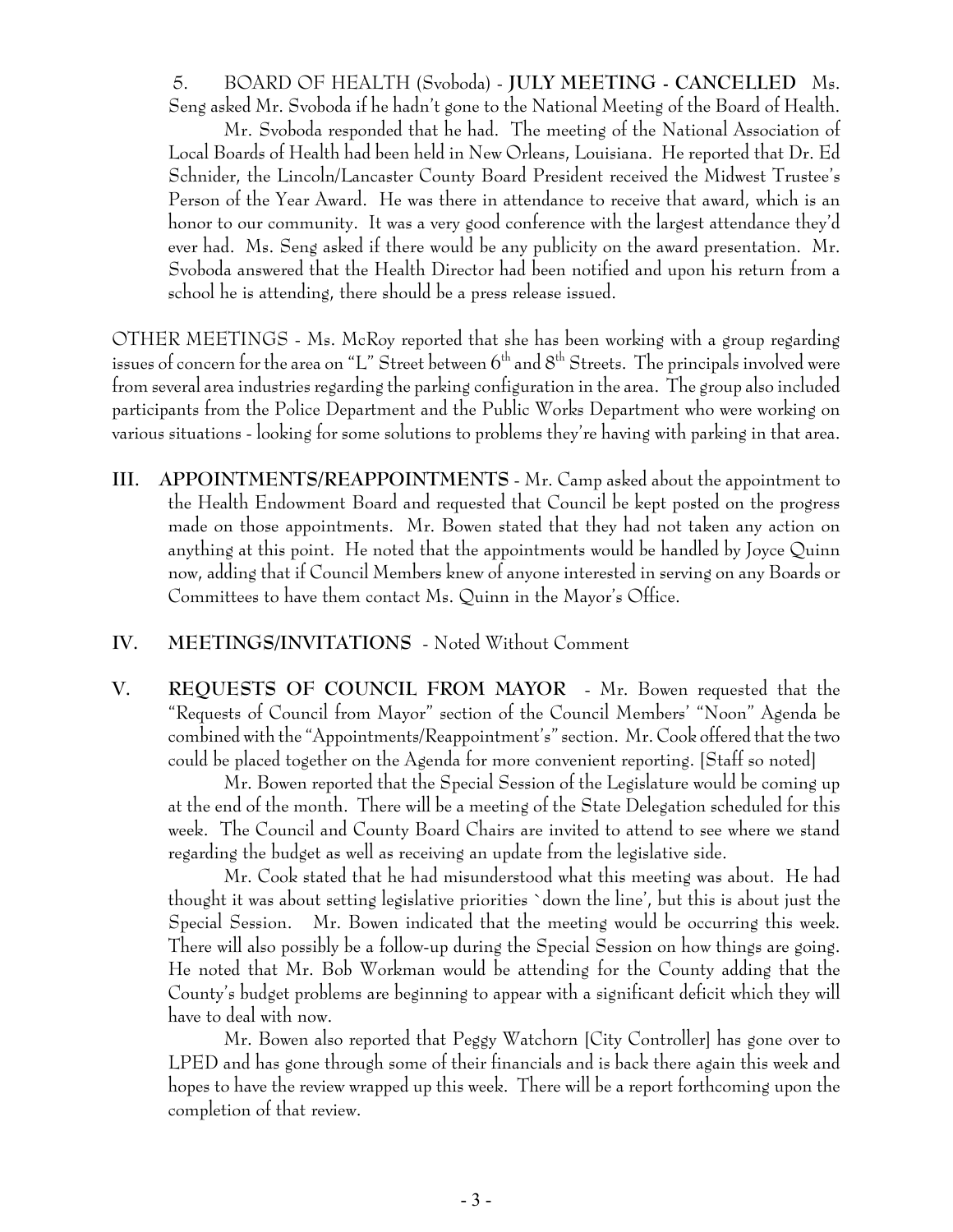5. BOARD OF HEALTH (Svoboda) - **JULY MEETING - CANCELLED** Ms. Seng asked Mr. Svoboda if he hadn't gone to the National Meeting of the Board of Health.

Mr. Svoboda responded that he had. The meeting of the National Association of Local Boards of Health had been held in New Orleans, Louisiana. He reported that Dr. Ed Schnider, the Lincoln/Lancaster County Board President received the Midwest Trustee's Person of the Year Award. He was there in attendance to receive that award, which is an honor to our community. It was a very good conference with the largest attendance they'd ever had. Ms. Seng asked if there would be any publicity on the award presentation. Mr. Svoboda answered that the Health Director had been notified and upon his return from a school he is attending, there should be a press release issued.

OTHER MEETINGS - Ms. McRoy reported that she has been working with a group regarding issues of concern for the area on "L" Street between 6th and 8th Streets. The principals involved were from several area industries regarding the parking configuration in the area. The group also included participants from the Police Department and the Public Works Department who were working on various situations - looking for some solutions to problems they're having with parking in that area.

**III. APPOINTMENTS/REAPPOINTMENTS** - Mr. Camp asked about the appointment to the Health Endowment Board and requested that Council be kept posted on the progress made on those appointments. Mr. Bowen stated that they had not taken any action on anything at this point. He noted that the appointments would be handled by Joyce Quinn now, adding that if Council Members knew of anyone interested in serving on any Boards or Committees to have them contact Ms. Quinn in the Mayor's Office.

**IV. MEETINGS/INVITATIONS** - Noted Without Comment

**V. REQUESTS OF COUNCIL FROM MAYOR** - Mr. Bowen requested that the "Requests of Council from Mayor" section of the Council Members' "Noon" Agenda be combined with the "Appointments/Reappointment's" section. Mr. Cook offered that the two could be placed together on the Agenda for more convenient reporting. [Staff so noted]

Mr. Bowen reported that the Special Session of the Legislature would be coming up at the end of the month. There will be a meeting of the State Delegation scheduled for this week. The Council and County Board Chairs are invited to attend to see where we stand regarding the budget as well as receiving an update from the legislative side.

Mr. Cook stated that he had misunderstood what this meeting was about. He had thought it was about setting legislative priorities `down the line', but this is about just the Special Session. Mr. Bowen indicated that the meeting would be occurring this week. There will also possibly be a follow-up during the Special Session on how things are going. He noted that Mr. Bob Workman would be attending for the County adding that the County's budget problems are beginning to appear with a significant deficit which they will have to deal with now.

Mr. Bowen also reported that Peggy Watchorn [City Controller] has gone over to LPED and has gone through some of their financials and is back there again this week and hopes to have the review wrapped up this week. There will be a report forthcoming upon the completion of that review.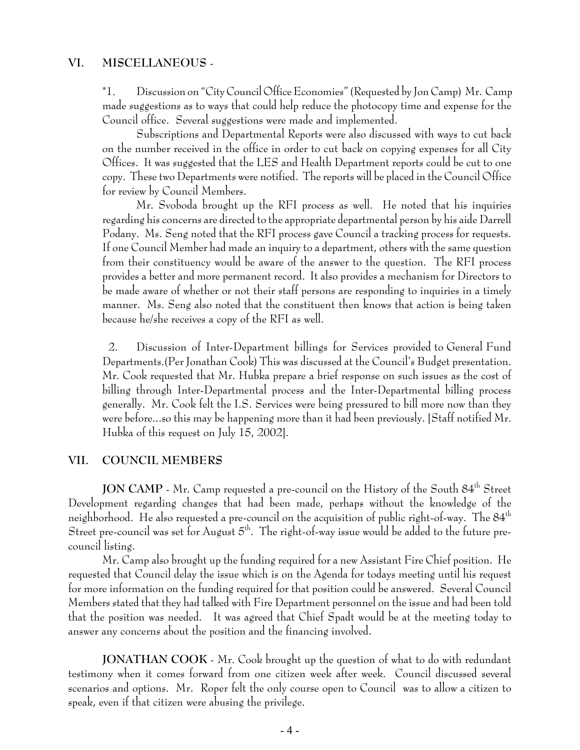## VI. MISCELLANEOUS -

*1. Discussion on "City Council Office Economies" (Requested by Jon Camp) Mr. Camp made suggestions as to ways that could help reduce the photocopy time and expense for the Council office. Several suggestions were made and implemented.

Subscriptions and Departmental Reports were also discussed with ways to cut back on the number received in the office in order to cut back on copying expenses for all City Offices. It was suggested that the LES and Health Department reports could be cut to one copy. These two Departments were notified. The reports will be placed in the Council Office for review by Council Members.

Mr. Svoboda brought up the RFI process as well. He noted that his inquiries regarding his concerns are directed to the appropriate departmental person by his aide Darrell Podany. Ms. Seng noted that the RFI process gave Council a tracking process for requests. If one Council Member had made an inquiry to a department, others with the same question from their constituency would be aware of the answer to the question. The RFI process provides a better and more permanent record. It also provides a mechanism for Directors to be made aware of whether or not their staff persons are responding to inquiries in a timely manner. Ms. Seng also noted that the constituent then knows that action is being taken because he/she receives a copy of the RFI as well.

2. Discussion of Inter-Department billings for Services provided to General Fund Departments.(Per Jonathan Cook) This was discussed at the Council's Budget presentation. Mr. Cook requested that Mr. Hubka prepare a brief response on such issues as the cost of billing through Inter-Departmental process and the Inter-Departmental billing process generally. Mr. Cook felt the I.S. Services were being pressured to bill more now than they were before...so this may be happening more than it had been previously. [Staff notified Mr. Hubka of this request on July 15, 2002].

## VII. COUNCIL MEMBERS

**JON CAMP** - Mr. Camp requested a pre-council on the History of the South 84th Street Development regarding changes that had been made, perhaps without the knowledge of the neighborhood. He also requested a pre-council on the acquisition of public right-of-way. The 84th Street pre-council was set for August 5th. The right-of-way issue would be added to the future pre-council listing.

Mr. Camp also brought up the funding required for a new Assistant Fire Chief position. He requested that Council delay the issue which is on the Agenda for todays meeting until his request for more information on the funding required for that position could be answered. Several Council Members stated that they had talked with Fire Department personnel on the issue and had been told that the position was needed. It was agreed that Chief Spadt would be at the meeting today to answer any concerns about the position and the financing involved.

**JONATHAN COOK** - Mr. Cook brought up the question of what to do with redundant testimony when it comes forward from one citizen week after week. Council discussed several scenarios and options. Mr. Roper felt the only course open to Council was to allow a citizen to speak, even if that citizen were abusing the privilege.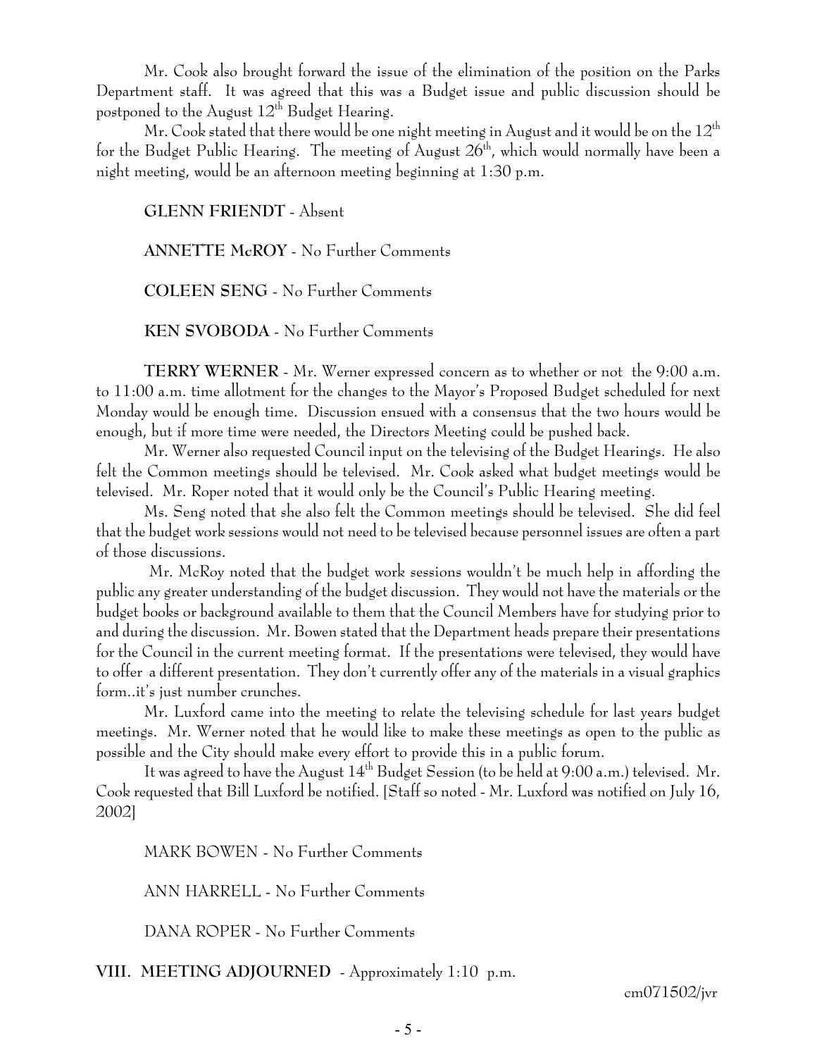Mr. Cook also brought forward the issue of the elimination of the position on the Parks Department staff. It was agreed that this was a Budget issue and public discussion should be postponed to the August 12th Budget Hearing.

Mr. Cook stated that there would be one night meeting in August and it would be on the 12th for the Budget Public Hearing. The meeting of August 26th, which would normally have been a night meeting, would be an afternoon meeting beginning at 1:30 p.m.

**GLENN FRIENDT** - Absent

**ANNETTE McROY** - No Further Comments

**COLEEN SENG** - No Further Comments

**KEN SVOBODA** - No Further Comments

**TERRY WERNER** - Mr. Werner expressed concern as to whether or not the 9:00 a.m. to 11:00 a.m. time allotment for the changes to the Mayor's Proposed Budget scheduled for next Monday would be enough time. Discussion ensued with a consensus that the two hours would be enough, but if more time were needed, the Directors Meeting could be pushed back.

Mr. Werner also requested Council input on the televising of the Budget Hearings. He also felt the Common meetings should be televised. Mr. Cook asked what budget meetings would be televised. Mr. Roper noted that it would only be the Council's Public Hearing meeting.

Ms. Seng noted that she also felt the Common meetings should be televised. She did feel that the budget work sessions would not need to be televised because personnel issues are often a part of those discussions.

Mr. McRoy noted that the budget work sessions wouldn't be much help in affording the public any greater understanding of the budget discussion. They would not have the materials or the budget books or background available to them that the Council Members have for studying prior to and during the discussion. Mr. Bowen stated that the Department heads prepare their presentations for the Council in the current meeting format. If the presentations were televised, they would have to offer a different presentation. They don't currently offer any of the materials in a visual graphics form..it's just number crunches.

Mr. Luxford came into the meeting to relate the televising schedule for last years budget meetings. Mr. Werner noted that he would like to make these meetings as open to the public as possible and the City should make every effort to provide this in a public forum.

It was agreed to have the August 14th Budget Session (to be held at 9:00 a.m.) televised. Mr. Cook requested that Bill Luxford be notified. [Staff so noted - Mr. Luxford was notified on July 16, 2002]

MARK BOWEN - No Further Comments

ANN HARRELL - No Further Comments

DANA ROPER - No Further Comments

**VIII. MEETING ADJOURNED** - Approximately 1:10 p.m.

cm071502/jvr